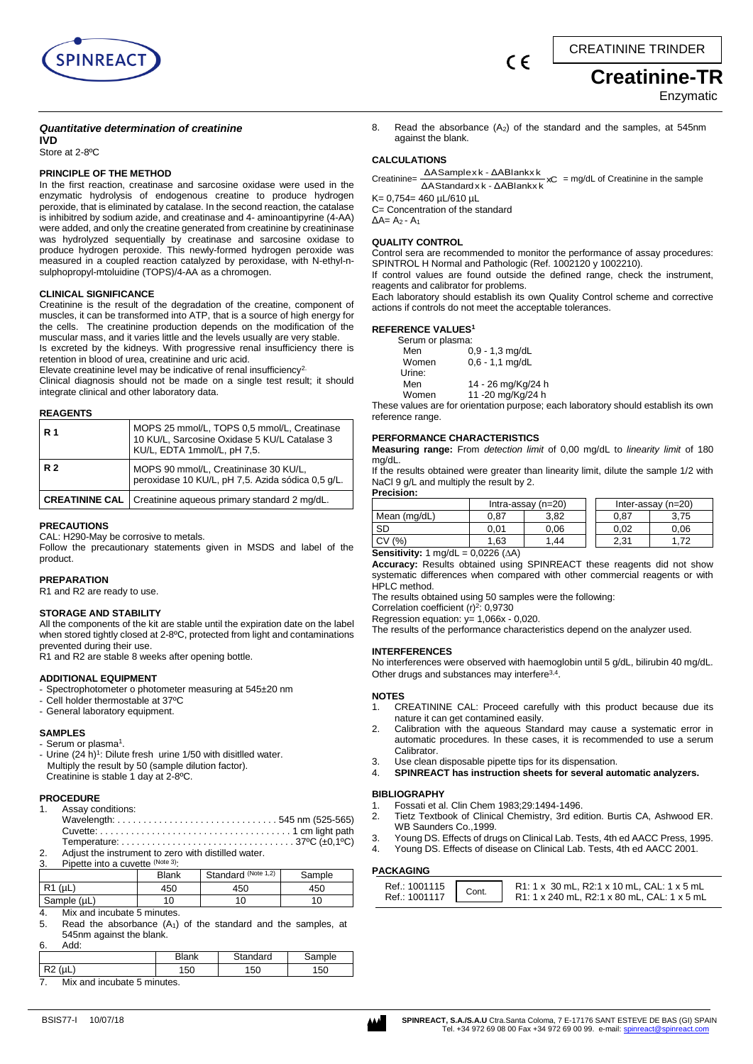CREATININE TRINDER

# Creatinine-TR

Enzymatic

***Quantitative determination of creatinine***

**IVD**

Store at 2-8ºC

### PRINCIPLE OF THE METHOD

In the first reaction, creatinase and sarcosine oxidase were used in the enzymatic hydrolysis of endogenous creatine to produce hydrogen peroxide, that is eliminated by catalase. In the second reaction, the catalase is inhibited by sodium azide, and creatinase and 4- aminoantipyrine (4-AA) were added, and only the creatine generated from creatinine by creatininase was hydrolyzed sequentially by creatinase and sarcosine oxidase to produce hydrogen peroxide. This newly-formed hydrogen peroxide was measured in a coupled reaction catalyzed by peroxidase, with N-ethyl-n-sulphopropyl-mtoluidine (TOPS)/4-AA as a chromogen.

### CLINICAL SIGNIFICANCE

Creatinine is the result of the degradation of the creatine, component of muscles, it can be transformed into ATP, that is a source of high energy for the cells. The creatinine production depends on the modification of the muscular mass, and it varies little and the levels usually are very stable.

Is excreted by the kidneys. With progressive renal insufficiency there is retention in blood of urea, creatinine and uric acid.

Elevate creatinine level may be indicative of renal insufficiency[2].

Clinical diagnosis should not be made on a single test result; it should integrate clinical and other laboratory data.

### REAGENTS

| | |
|---|---|
| **R 1** | MOPS 25 mmol/L, TOPS 0,5 mmol/L, Creatinase 10 KU/L, Sarcosine Oxidase 5 KU/L Catalase 3 KU/L, EDTA 1mmol/L, pH 7,5. |
| **R 2** | MOPS 90 mmol/L, Creatininase 30 KU/L, peroxidase 10 KU/L, pH 7,5. Azida sódica 0,5 g/L. |
| **CREATININE CAL** | Creatinine aqueous primary standard 2 mg/dL. |

### PRECAUTIONS

CAL: H290-May be corrosive to metals.

Follow the precautionary statements given in MSDS and label of the product.

### PREPARATION

R1 and R2 are ready to use.

### STORAGE AND STABILITY

All the components of the kit are stable until the expiration date on the label when stored tightly closed at 2-8ºC, protected from light and contaminations prevented during their use.

R1 and R2 are stable 8 weeks after opening bottle.

### ADDITIONAL EQUIPMENT

- Spectrophotometer o photometer measuring at 545±20 nm
- Cell holder thermostable at 37ºC
- General laboratory equipment.

### SAMPLES

- Serum or plasma[1].
- Urine (24 h)[1]: Dilute fresh urine 1/50 with disitlled water. Multiply the result by 50 (sample dilution factor). Creatinine is stable 1 day at 2-8ºC.

### PROCEDURE

1. Assay conditions:
   Wavelength: . . . . . . . . . . . . . . . . . . . . . . . . . . . . . . . 545 nm (525-565)
   Cuvette: . . . . . . . . . . . . . . . . . . . . . . . . . . . . . . . . . . . . 1 cm light path
   Temperature: . . . . . . . . . . . . . . . . . . . . . . . . . . . . . . . . . 37ºC (±0,1ºC)
2. Adjust the instrument to zero with distilled water.
3. Pipette into a cuvette (Note 3):

| | Blank | Standard (Note 1,2) | Sample |
|---|---|---|---|
| R1 (µL) | 450 | 450 | 450 |
| Sample (µL) | 10 | 10 | 10 |

4. Mix and incubate 5 minutes.
5. Read the absorbance ($A_1$) of the standard and the samples, at 545nm against the blank.
6. Add:

| | Blank | Standard | Sample |
|---|---|---|---|
| R2 (µL) | 150 | 150 | 150 |

7. Mix and incubate 5 minutes.
8. Read the absorbance ($A_2$) of the standard and the samples, at 545nm against the blank.

### CALCULATIONS

$$\text{Creatinine} = \frac{\Delta A\text{Sample} \times k - \Delta A\text{Blank} \times k}{\Delta A\text{Standard} \times k - \Delta A\text{Blank} \times k} \times C = \text{mg/dL of Creatinine in the sample}$$

K= 0,754= 460 µL/610 µL

C= Concentration of the standard

$\Delta A = A_2 - A_1$

### QUALITY CONTROL

Control sera are recommended to monitor the performance of assay procedures: SPINTROL H Normal and Pathologic (Ref. 1002120 y 1002210).

If control values are found outside the defined range, check the instrument, reagents and calibrator for problems.

Each laboratory should establish its own Quality Control scheme and corrective actions if controls do not meet the acceptable tolerances.

### REFERENCE VALUES[1]

Serum or plasma:

| | |
|---|---|
| Men | 0,9 - 1,3 mg/dL |
| Women | 0,6 - 1,1 mg/dL |

Urine:

| | |
|---|---|
| Men | 14 - 26 mg/Kg/24 h |
| Women | 11 -20 mg/Kg/24 h |

These values are for orientation purpose; each laboratory should establish its own reference range.

### PERFORMANCE CHARACTERISTICS

**Measuring range:** From *detection limit* of 0,00 mg/dL to *linearity limit* of 180 mg/dL.

If the results obtained were greater than linearity limit, dilute the sample 1/2 with NaCl 9 g/L and multiply the result by 2.

**Precision:**

| | Intra-assay (n=20) | | Inter-assay (n=20) | |
|---|---|---|---|---|
| Mean (mg/dL) | 0,87 | 3,82 | 0,87 | 3,75 |
| SD | 0,01 | 0,06 | 0,02 | 0,06 |
| CV (%) | 1,63 | 1,44 | 2,31 | 1,72 |

**Sensitivity:** 1 mg/dL = 0,0226 (ΔA)

**Accuracy:** Results obtained using SPINREACT these reagents did not show systematic differences when compared with other commercial reagents or with HPLC method.

The results obtained using 50 samples were the following:

Correlation coefficient $(r)^2$: 0,9730

Regression equation: y= 1,066x - 0,020.

The results of the performance characteristics depend on the analyzer used.

### INTERFERENCES

No interferences were observed with haemoglobin until 5 g/dL, bilirubin 40 mg/dL. Other drugs and substances may interfere[3,4].

### NOTES

1. CREATININE CAL: Proceed carefully with this product because due its nature it can get contaminated easily.
2. Calibration with the aqueous Standard may cause a systematic error in automatic procedures. In these cases, it is recommended to use a serum Calibrator.
3. Use clean disposable pipette tips for its dispensation.
4. **SPINREACT has instruction sheets for several automatic analyzers.**

### BIBLIOGRAPHY

1. Fossati et al. Clin Chem 1983;29:1494-1496.
2. Tietz Textbook of Clinical Chemistry, 3rd edition. Burtis CA, Ashwood ER. WB Saunders Co.,1999.
3. Young DS. Effects of drugs on Clinical Lab. Tests, 4th ed AACC Press, 1995.
4. Young DS. Effects of disease on Clinical Lab. Tests, 4th ed AACC 2001.

### PACKAGING

| | | |
|---|---|---|
| Ref.: 1001115 | Cont. | R1: 1 x 30 mL, R2:1 x 10 mL, CAL: 1 x 5 mL |
| Ref.: 1001117 | | R1: 1 x 240 mL, R2:1 x 80 mL, CAL: 1 x 5 mL |

BSIS77-I 10/07/18

**SPINREACT, S.A./S.A.U** Ctra.Santa Coloma, 7 E-17176 SANT ESTEVE DE BAS (GI) SPAIN
Tel. +34 972 69 08 00 Fax +34 972 69 00 99. e-mail: spinreact@spinreact.com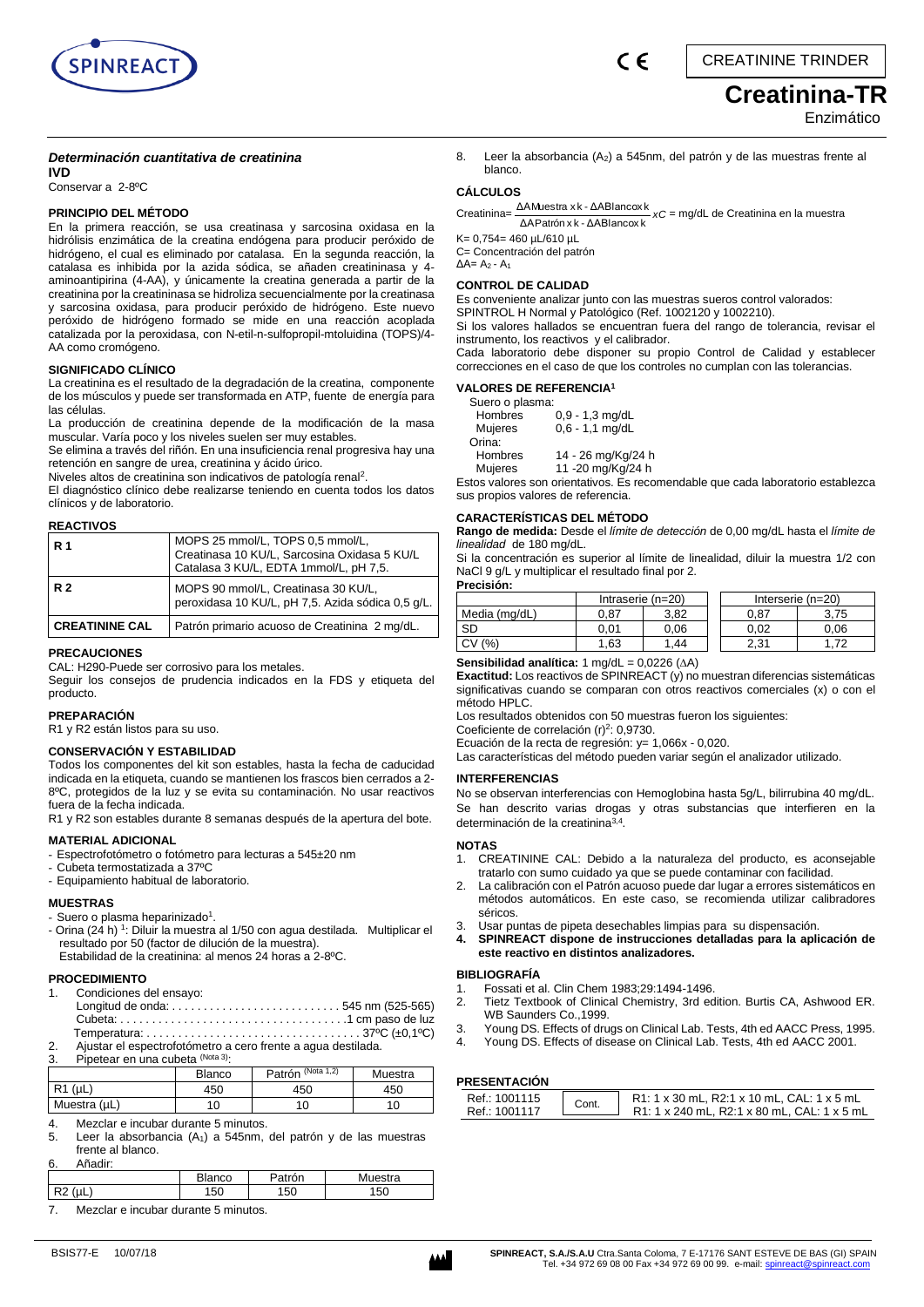CREATININE TRINDER

# Creatinina-TR

Enzimático

***Determinación cuantitativa de creatinina***

**IVD**

Conservar a 2-8ºC

## PRINCIPIO DEL MÉTODO

En la primera reacción, se usa creatinasa y sarcosina oxidasa en la hidrólisis enzimática de la creatina endógena para producir peróxido de hidrógeno, el cual es eliminado por catalasa. En la segunda reacción, la catalasa es inhibida por la azida sódica, se añaden creatininasa y 4-aminoantipirina (4-AA), y únicamente la creatina generada a partir de la creatinina por la creatininasa se hidroliza secuencialmente por la creatinasa y sarcosina oxidasa, para producir peróxido de hidrógeno. Este nuevo peróxido de hidrógeno formado se mide en una reacción acoplada catalizada por la peroxidasa, con N-etil-n-sulfopropil-mtoluidina (TOPS)/4-AA como cromógeno.

## SIGNIFICADO CLÍNICO

La creatinina es el resultado de la degradación de la creatina, componente de los músculos y puede ser transformada en ATP, fuente de energía para las células.

La producción de creatinina depende de la modificación de la masa muscular. Varía poco y los niveles suelen ser muy estables.

Se elimina a través del riñón. En una insuficiencia renal progresiva hay una retención en sangre de urea, creatinina y ácido úrico.

Niveles altos de creatinina son indicativos de patología renal[2].

El diagnóstico clínico debe realizarse teniendo en cuenta todos los datos clínicos y de laboratorio.

## REACTIVOS

| | |
|---|---|
| **R 1** | MOPS 25 mmol/L, TOPS 0,5 mmol/L, Creatinasa 10 KU/L, Sarcosina Oxidasa 5 KU/L Catalasa 3 KU/L, EDTA 1mmol/L, pH 7,5. |
| **R 2** | MOPS 90 mmol/L, Creatinasa 30 KU/L, peroxidasa 10 KU/L, pH 7,5. Azida sódica 0,5 g/L. |
| **CREATININE CAL** | Patrón primario acuoso de Creatinina 2 mg/dL. |

## PRECAUCIONES

CAL: H290-Puede ser corrosivo para los metales.

Seguir los consejos de prudencia indicados en la FDS y etiqueta del producto.

## PREPARACIÓN

R1 y R2 están listos para su uso.

## CONSERVACIÓN Y ESTABILIDAD

Todos los componentes del kit son estables, hasta la fecha de caducidad indicada en la etiqueta, cuando se mantienen los frascos bien cerrados a 2-8ºC, protegidos de la luz y se evita su contaminación. No usar reactivos fuera de la fecha indicada.

R1 y R2 son estables durante 8 semanas después de la apertura del bote.

## MATERIAL ADICIONAL

- Espectrofotómetro o fotómetro para lecturas a 545±20 nm
- Cubeta termostatizada a 37ºC
- Equipamiento habitual de laboratorio.

## MUESTRAS

- Suero o plasma heparinizado[1].
- Orina (24 h) [1]: Diluir la muestra al 1/50 con agua destilada. Multiplicar el resultado por 50 (factor de dilución de la muestra).
  Estabilidad de la creatinina: al menos 24 horas a 2-8ºC.

## PROCEDIMIENTO

1. Condiciones del ensayo:
   Longitud de onda: .......................... 545 nm (525-565)
   Cubeta: .......................................1 cm paso de luz
   Temperatura: .................................. 37ºC (±0,1ºC)
2. Ajustar el espectrofotómetro a cero frente a agua destilada.
3. Pipetear en una cubeta (Nota 3):

| | Blanco | Patrón (Nota 1,2) | Muestra |
|---|---|---|---|
| R1 (µL) | 450 | 450 | 450 |
| Muestra (µL) | 10 | 10 | 10 |

4. Mezclar e incubar durante 5 minutos.
5. Leer la absorbancia ($A_1$) a 545nm, del patrón y de las muestras frente al blanco.
6. Añadir:

| | Blanco | Patrón | Muestra |
|---|---|---|---|
| R2 (µL) | 150 | 150 | 150 |

7. Mezclar e incubar durante 5 minutos.
8. Leer la absorbancia ($A_2$) a 545nm, del patrón y de las muestras frente al blanco.

## CÁLCULOS

$$\text{Creatinina} = \frac{\Delta A\text{Muestra} \times k - \Delta A\text{Blanco} \times k}{\Delta A\text{Patrón} \times k - \Delta A\text{Blanco} \times k} \times C = \text{mg/dL de Creatinina en la muestra}$$

K= 0,754= 460 µL/610 µL

C= Concentración del patrón

$\Delta A = A_2 - A_1$

## CONTROL DE CALIDAD

Es conveniente analizar junto con las muestras sueros control valorados: SPINTROL H Normal y Patológico (Ref. 1002120 y 1002210).

Si los valores hallados se encuentran fuera del rango de tolerancia, revisar el instrumento, los reactivos y el calibrador.

Cada laboratorio debe disponer su propio Control de Calidad y establecer correcciones en el caso de que los controles no cumplan con las tolerancias.

## VALORES DE REFERENCIA[1]

Suero o plasma:

| | |
|---|---|
| Hombres | 0,9 - 1,3 mg/dL |
| Mujeres | 0,6 - 1,1 mg/dL |

Orina:

| | |
|---|---|
| Hombres | 14 - 26 mg/Kg/24 h |
| Mujeres | 11 -20 mg/Kg/24 h |

Estos valores son orientativos. Es recomendable que cada laboratorio establezca sus propios valores de referencia.

## CARACTERÍSTICAS DEL MÉTODO

**Rango de medida:** Desde el *límite de detección* de 0,00 mg/dL hasta el *límite de linealidad* de 180 mg/dL.

Si la concentración es superior al límite de linealidad, diluir la muestra 1/2 con NaCl 9 g/L y multiplicar el resultado final por 2.

**Precisión:**

| | Intraserie (n=20) | | Interserie (n=20) | |
|---|---|---|---|---|
| Media (mg/dL) | 0,87 | 3,82 | 0,87 | 3,75 |
| SD | 0,01 | 0,06 | 0,02 | 0,06 |
| CV (%) | 1,63 | 1,44 | 2,31 | 1,72 |

**Sensibilidad analítica:** 1 mg/dL = 0,0226 (ΔA)

**Exactitud:** Los reactivos de SPINREACT (y) no muestran diferencias sistemáticas significativas cuando se comparan con otros reactivos comerciales (x) o con el método HPLC.

Los resultados obtenidos con 50 muestras fueron los siguientes:

Coeficiente de correlación $(r)^2$: 0,9730.

Ecuación de la recta de regresión: y= 1,066x - 0,020.

Las características del método pueden variar según el analizador utilizado.

## INTERFERENCIAS

No se observan interferencias con Hemoglobina hasta 5g/L, bilirrubina 40 mg/dL. Se han descrito varias drogas y otras substancias que interfieren en la determinación de la creatinina[3,4].

## NOTAS

1. CREATININE CAL: Debido a la naturaleza del producto, es aconsejable tratarlo con sumo cuidado ya que se puede contaminar con facilidad.
2. La calibración con el Patrón acuoso puede dar lugar a errores sistemáticos en métodos automáticos. En este caso, se recomienda utilizar calibradores séricos.
3. Usar puntas de pipeta desechables limpias para su dispensación.
4. **SPINREACT dispone de instrucciones detalladas para la aplicación de este reactivo en distintos analizadores.**

## BIBLIOGRAFÍA

1. Fossati et al. Clin Chem 1983;29:1494-1496.
2. Tietz Textbook of Clinical Chemistry, 3rd edition. Burtis CA, Ashwood ER. WB Saunders Co.,1999.
3. Young DS. Effects of drugs on Clinical Lab. Tests, 4th ed AACC Press, 1995.
4. Young DS. Effects of disease on Clinical Lab. Tests, 4th ed AACC 2001.

## PRESENTACIÓN

| | | |
|---|---|---|
| Ref.: 1001115 | Cont. | R1: 1 x 30 mL, R2:1 x 10 mL, CAL: 1 x 5 mL |
| Ref.: 1001117 | | R1: 1 x 240 mL, R2:1 x 80 mL, CAL: 1 x 5 mL |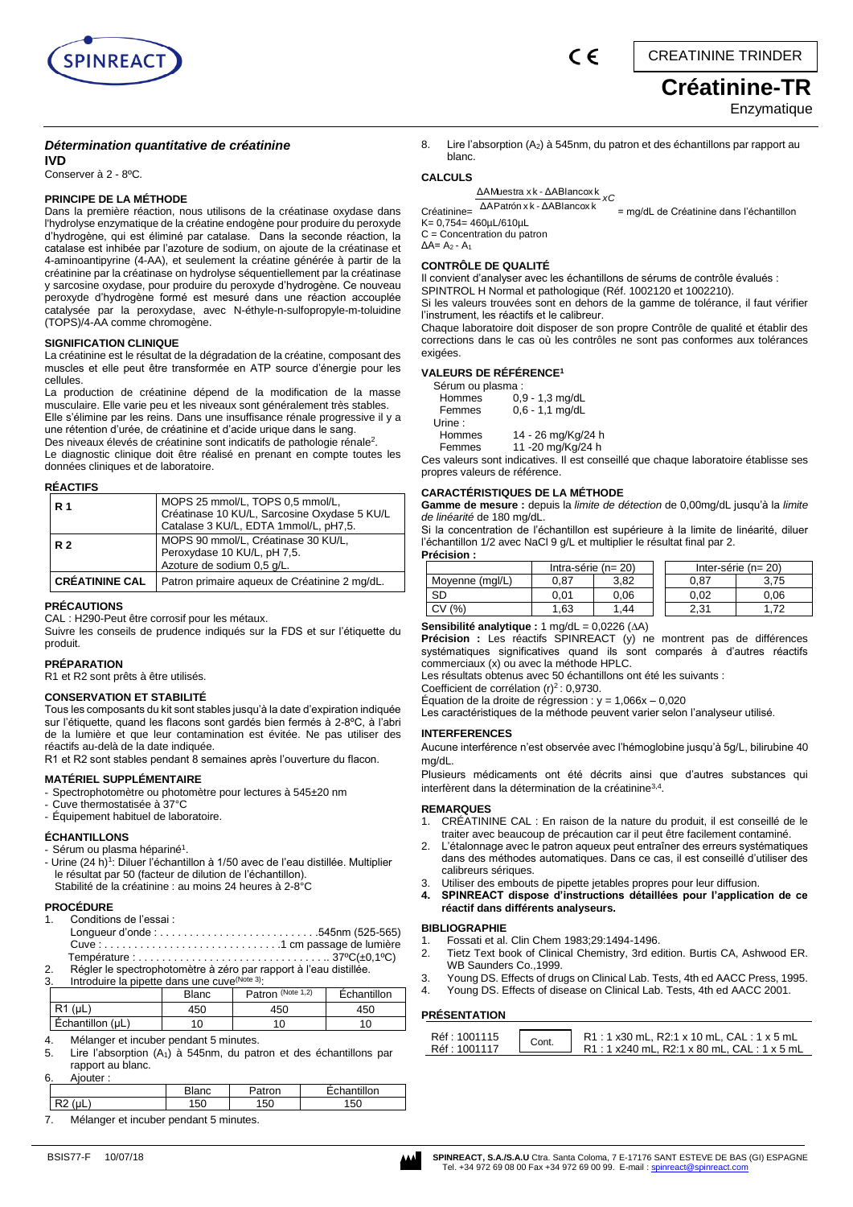# Créatinine-TR

Enzymatique

CREATININE TRINDER

### *Détermination quantitative de créatinine*

**IVD**

Conserver à 2 - 8ºC.

### PRINCIPE DE LA MÉTHODE

Dans la première réaction, nous utilisons de la créatinase oxydase dans l'hydrolyse enzymatique de la créatine endogène pour produire du peroxyde d'hydrogène, qui est éliminé par catalase. Dans la seconde réaction, la catalase est inhibée par l'azoture de sodium, on ajoute de la créatinase et 4-aminoantipyrine (4-AA), et seulement la créatine générée à partir de la créatinine par la créatinase on hydrolyse séquentiellement par la créatinase y sarcosine oxydase, pour produire du peroxyde d'hydrogène. Ce nouveau peroxyde d'hydrogène formé est mesuré dans une réaction accouplée catalysée par la peroxydase, avec N-éthyle-n-sulfopropyle-m-toluidine (TOPS)/4-AA comme chromogène.

### SIGNIFICATION CLINIQUE

La créatinine est le résultat de la dégradation de la créatine, composant des muscles et elle peut être transformée en ATP source d'énergie pour les cellules.

La production de créatinine dépend de la modification de la masse musculaire. Elle varie peu et les niveaux sont généralement très stables.

Elle s'élimine par les reins. Dans une insuffisance rénale progressive il y a une rétention d'urée, de créatinine et d'acide urique dans le sang.

Des niveaux élevés de créatinine sont indicatifs de pathologie rénale[2].

Le diagnostic clinique doit être réalisé en prenant en compte toutes les données cliniques et de laboratoire.

### RÉACTIFS

| | |
|---|---|
| **R 1** | MOPS 25 mmol/L, TOPS 0,5 mmol/L, Créatinase 10 KU/L, Sarcosine Oxydase 5 KU/L Catalase 3 KU/L, EDTA 1mmol/L, pH7,5. |
| **R 2** | MOPS 90 mmol/L, Créatinase 30 KU/L, Peroxydase 10 KU/L, pH 7,5. Azoture de sodium 0,5 g/L. |
| **CRÉATININE CAL** | Patron primaire aqueux de Créatinine 2 mg/dL. |

### PRÉCAUTIONS

CAL : H290-Peut être corrosif pour les métaux.

Suivre les conseils de prudence indiqués sur la FDS et sur l'étiquette du produit.

### PRÉPARATION

R1 et R2 sont prêts à être utilisés.

### CONSERVATION ET STABILITÉ

Tous les composants du kit sont stables jusqu'à la date d'expiration indiquée sur l'étiquette, quand les flacons sont gardés bien fermés à 2-8ºC, à l'abri de la lumière et que leur contamination est évitée. Ne pas utiliser des réactifs au-delà de la date indiquée.

R1 et R2 sont stables pendant 8 semaines après l'ouverture du flacon.

### MATÉRIEL SUPPLÉMENTAIRE

- Spectrophotomètre ou photomètre pour lectures à 545±20 nm
- Cuve thermostatisée à 37°C
- Équipement habituel de laboratoire.

### ÉCHANTILLONS

- Sérum ou plasma hépariné[1].
- Urine (24 h)[1]: Diluer l'échantillon à 1/50 avec de l'eau distillée. Multiplier le résultat par 50 (facteur de dilution de l'échantillon).
  Stabilité de la créatinine : au moins 24 heures à 2-8°C

### PROCÉDURE

1. Conditions de l'essai :
   Longueur d'onde : ....................545nm (525-565)
   Cuve : ....................1 cm passage de lumière
   Température : .................... 37ºC(±0,1ºC)
2. Régler le spectrophotomètre à zéro par rapport à l'eau distillée.
3. Introduire la pipette dans une cuve(Note 3):

| | Blanc | Patron (Note 1,2) | Échantillon |
|---|---|---|---|
| R1 (µL) | 450 | 450 | 450 |
| Échantillon (µL) | 10 | 10 | 10 |

4. Mélanger et incuber pendant 5 minutes.
5. Lire l'absorption ($A_1$) à 545nm, du patron et des échantillons par rapport au blanc.
6. Ajouter :

| | Blanc | Patron | Échantillon |
|---|---|---|---|
| R2 (µL) | 150 | 150 | 150 |

7. Mélanger et incuber pendant 5 minutes.
8. Lire l'absorption ($A_2$) à 545nm, du patron et des échantillons par rapport au blanc.

### CALCULS

$$\text{Créatinine} = \frac{\Delta A\text{Muestra} \times k - \Delta A\text{Blanco} \times k}{\Delta A\text{Patrón} \times k - \Delta A\text{Blanco} \times k} \times C = \text{mg/dL de Créatinine dans l'échantillon}$$

K= 0,754= 460µL/610µL

C = Concentration du patron

$\Delta A = A_2 - A_1$

### CONTRÔLE DE QUALITÉ

Il convient d'analyser avec les échantillons de sérums de contrôle évalués : SPINTROL H Normal et pathologique (Réf. 1002120 et 1002210).

Si les valeurs trouvées sont en dehors de la gamme de tolérance, il faut vérifier l'instrument, les réactifs et le calibreur.

Chaque laboratoire doit disposer de son propre Contrôle de qualité et établir des corrections dans le cas où les contrôles ne sont pas conformes aux tolérances exigées.

### VALEURS DE RÉFÉRENCE[1]

Sérum ou plasma :
- Hommes 0,9 - 1,3 mg/dL
- Femmes 0,6 - 1,1 mg/dL

Urine :
- Hommes 14 - 26 mg/Kg/24 h
- Femmes 11 -20 mg/Kg/24 h

Ces valeurs sont indicatives. Il est conseillé que chaque laboratoire établisse ses propres valeurs de référence.

### CARACTÉRISTIQUES DE LA MÉTHODE

**Gamme de mesure :** depuis la *limite de détection* de 0,00mg/dL jusqu'à la *limite de linéarité* de 180 mg/dL.

Si la concentration de l'échantillon est supérieure à la limite de linéarité, diluer l'échantillon 1/2 avec NaCl 9 g/L et multiplier le résultat final par 2.

**Précision :**

| | Intra-série (n= 20) | | Inter-série (n= 20) | |
|---|---|---|---|---|
| Moyenne (mg/L) | 0,87 | 3,82 | 0,87 | 3,75 |
| SD | 0,01 | 0,06 | 0,02 | 0,06 |
| CV (%) | 1,63 | 1,44 | 2,31 | 1,72 |

**Sensibilité analytique :** 1 mg/dL = 0,0226 ($\Delta A$)

**Précision :** Les réactifs SPINREACT (y) ne montrent pas de différences systématiques significatives quand ils sont comparés à d'autres réactifs commerciaux (x) ou avec la méthode HPLC.

Les résultats obtenus avec 50 échantillons ont été les suivants :

Coefficient de corrélation $(r)^2$ : 0,9730.

Équation de la droite de régression : $y = 1{,}066x - 0{,}020$

Les caractéristiques de la méthode peuvent varier selon l'analyseur utilisé.

### INTERFERENCES

Aucune interférence n'est observée avec l'hémoglobine jusqu'à 5g/L, bilirubine 40 mg/dL.

Plusieurs médicaments ont été décrits ainsi que d'autres substances qui interfèrent dans la détermination de la créatinine[3,4].

### REMARQUES

1. CRÉATININE CAL : En raison de la nature du produit, il est conseillé de le traiter avec beaucoup de précaution car il peut être facilement contaminé.
2. L'étalonnage avec le patron aqueux peut entraîner des erreurs systématiques dans des méthodes automatiques. Dans ce cas, il est conseillé d'utiliser des calibreurs sériques.
3. Utiliser des embouts de pipette jetables propres pour leur diffusion.
4. **SPINREACT dispose d'instructions détaillées pour l'application de ce réactif dans différents analyseurs.**

### BIBLIOGRAPHIE

1. Fossati et al. Clin Chem 1983;29:1494-1496.
2. Tietz Text book of Clinical Chemistry, 3rd edition. Burtis CA, Ashwood ER. WB Saunders Co.,1999.
3. Young DS. Effects of drugs on Clinical Lab. Tests, 4th ed AACC Press, 1995.
4. Young DS. Effects of disease on Clinical Lab. Tests, 4th ed AACC 2001.

### PRÉSENTATION

| | | |
|---|---|---|
| Réf : 1001115 | Cont. | R1 : 1 x30 mL, R2:1 x 10 mL, CAL : 1 x 5 mL |
| Réf : 1001117 | | R1 : 1 x240 mL, R2:1 x 80 mL, CAL : 1 x 5 mL |

BSIS77-F 10/07/18

**SPINREACT, S.A./S.A.U** Ctra. Santa Coloma, 7 E-17176 SANT ESTEVE DE BAS (GI) ESPAGNE
Tel. +34 972 69 08 00 Fax +34 972 69 00 99. E-mail : spinreact@spinreact.com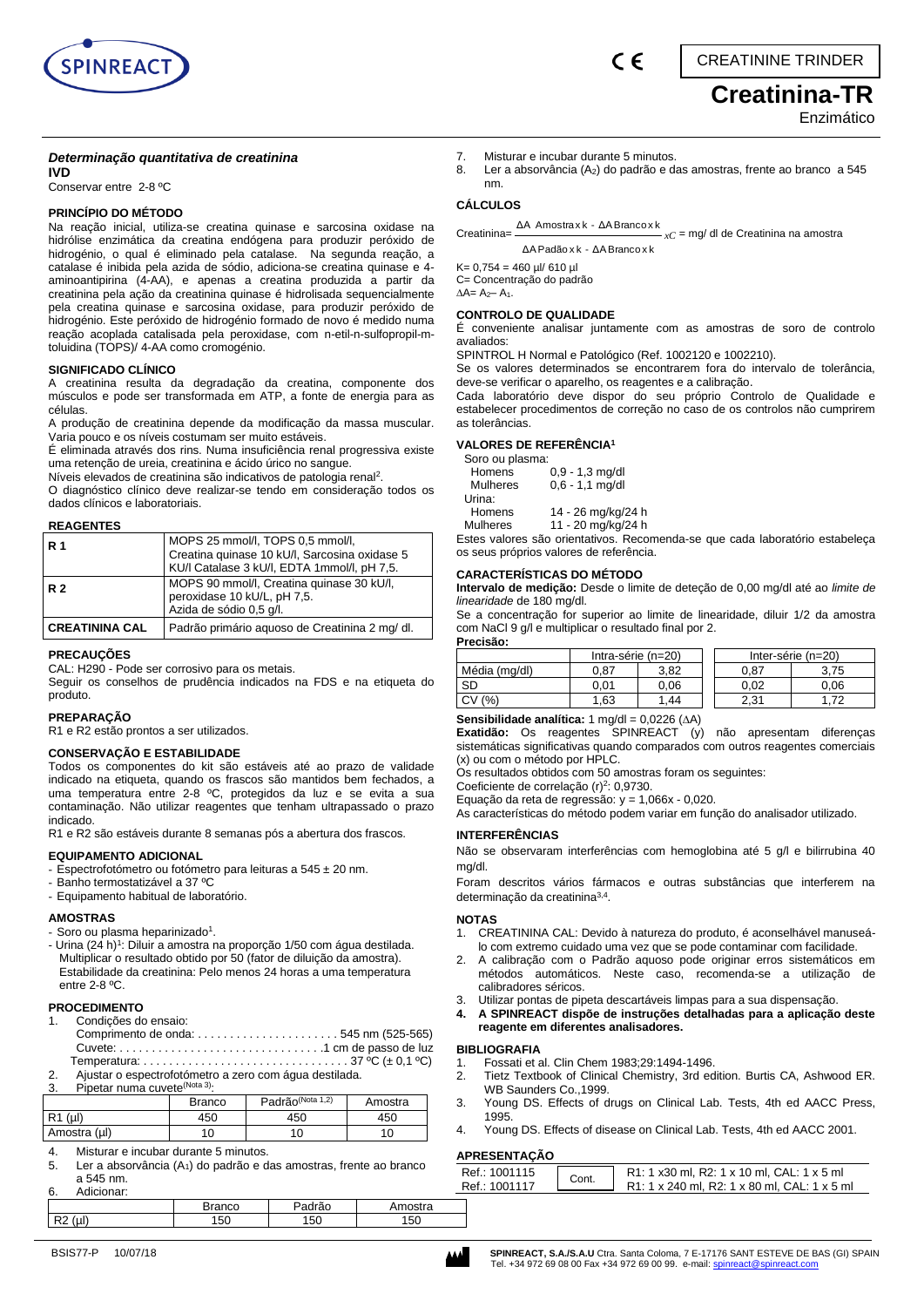CREATININE TRINDER

# Creatinina-TR

Enzimático

***Determinação quantitativa de creatinina***

**IVD**

Conservar entre 2-8 ºC

### PRINCÍPIO DO MÉTODO

Na reação inicial, utiliza-se creatina quinase e sarcosina oxidase na hidrólise enzimática da creatina endógena para produzir peróxido de hidrogénio, o qual é eliminado pela catalase. Na segunda reação, a catalase é inibida pela azida de sódio, adiciona-se creatina quinase e 4-aminoantipirina (4-AA), e apenas a creatina produzida a partir da creatinina pela ação da creatinina quinase é hidrolisada sequencialmente pela creatina quinase e sarcosina oxidase, para produzir peróxido de hidrogénio. Este peróxido de hidrogénio formado de novo é medido numa reação acoplada catalisada pela peroxidase, com n-etil-n-sulfopropil-m-toluidina (TOPS)/ 4-AA como cromogénio.

### SIGNIFICADO CLÍNICO

A creatinina resulta da degradação da creatina, componente dos músculos e pode ser transformada em ATP, a fonte de energia para as células.

A produção de creatinina depende da modificação da massa muscular. Varia pouco e os níveis costumam ser muito estáveis.

É eliminada através dos rins. Numa insuficiência renal progressiva existe uma retenção de ureia, creatinina e ácido úrico no sangue.

Níveis elevados de creatinina são indicativos de patologia renal[2].

O diagnóstico clínico deve realizar-se tendo em consideração todos os dados clínicos e laboratoriais.

### REAGENTES

| | |
|---|---|
| **R 1** | MOPS 25 mmol/l, TOPS 0,5 mmol/l, Creatina quinase 10 kU/l, Sarcosina oxidase 5 KU/l Catalase 3 kU/l, EDTA 1mmol/l, pH 7,5. |
| **R 2** | MOPS 90 mmol/l, Creatina quinase 30 kU/l, peroxidase 10 kU/L, pH 7,5. Azida de sódio 0,5 g/l. |
| **CREATININA CAL** | Padrão primário aquoso de Creatinina 2 mg/ dl. |

### PRECAUÇÕES

CAL: H290 - Pode ser corrosivo para os metais.

Seguir os conselhos de prudência indicados na FDS e na etiqueta do produto.

### PREPARAÇÃO

R1 e R2 estão prontos a ser utilizados.

### CONSERVAÇÃO E ESTABILIDADE

Todos os componentes do kit são estáveis até ao prazo de validade indicado na etiqueta, quando os frascos são mantidos bem fechados, a uma temperatura entre 2-8 ºC, protegidos da luz e se evita a sua contaminação. Não utilizar reagentes que tenham ultrapassado o prazo indicado.

R1 e R2 são estáveis durante 8 semanas pós a abertura dos frascos.

### EQUIPAMENTO ADICIONAL

- Espectrofotómetro ou fotómetro para leituras a 545 ± 20 nm.
- Banho termostatizável a 37 ºC
- Equipamento habitual de laboratório.

### AMOSTRAS

- Soro ou plasma heparinizado[1].
- Urina (24 h)[1]: Diluir a amostra na proporção 1/50 com água destilada. Multiplicar o resultado obtido por 50 (fator de diluição da amostra). Estabilidade da creatinina: Pelo menos 24 horas a uma temperatura entre 2-8 ºC.

### PROCEDIMENTO

1. Condições do ensaio:
   Comprimento de onda: . . . . . . . . . . . . . . . . . . . . . . 545 nm (525-565)
   Cuvete: . . . . . . . . . . . . . . . . . . . . . . . . . . . . . . .1 cm de passo de luz
   Temperatura: . . . . . . . . . . . . . . . . . . . . . . . . . . . . . . . 37 ºC (± 0,1 ºC)
2. Ajustar o espectrofotómetro a zero com água destilada.
3. Pipetar numa cuvete(Nota 3):

| | Branco | Padrão(Nota 1,2) | Amostra |
|---|---|---|---|
| R1 (µl) | 450 | 450 | 450 |
| Amostra (µl) | 10 | 10 | 10 |

4. Misturar e incubar durante 5 minutos.
5. Ler a absorvância ($A_1$) do padrão e das amostras, frente ao branco a 545 nm.
6. Adicionar:

| | Branco | Padrão | Amostra |
|---|---|---|---|
| R2 (µl) | 150 | 150 | 150 |

7. Misturar e incubar durante 5 minutos.
8. Ler a absorvância ($A_2$) do padrão e das amostras, frente ao branco a 545 nm.

### CÁLCULOS

$$\text{Creatinina} = \frac{\Delta A\ \text{Amostra} \times k - \Delta A\ \text{Branco} \times k}{\Delta A\ \text{Padão} \times k - \Delta A\ \text{Branco} \times k} \times C = \text{mg/ dl de Creatinina na amostra}$$

K= 0,754 = 460 µl/ 610 µl

C= Concentração do padrão

$\Delta A = A_2 - A_1$.

### CONTROLO DE QUALIDADE

É conveniente analisar juntamente com as amostras de soro de controlo avaliados:

SPINTROL H Normal e Patológico (Ref. 1002120 e 1002210).

Se os valores determinados se encontrarem fora do intervalo de tolerância, deve-se verificar o aparelho, os reagentes e a calibração.

Cada laboratório deve dispor do seu próprio Controlo de Qualidade e estabelecer procedimentos de correção no caso de os controlos não cumprirem as tolerâncias.

### VALORES DE REFERÊNCIA[1]

Soro ou plasma:

| | |
|---|---|
| Homens | 0,9 - 1,3 mg/dl |
| Mulheres | 0,6 - 1,1 mg/dl |

Urina:

| | |
|---|---|
| Homens | 14 - 26 mg/kg/24 h |
| Mulheres | 11 - 20 mg/kg/24 h |

Estes valores são orientativos. Recomenda-se que cada laboratório estabeleça os seus próprios valores de referência.

### CARACTERÍSTICAS DO MÉTODO

**Intervalo de medição:** Desde o limite de deteção de 0,00 mg/dl até ao *limite de linearidade* de 180 mg/dl.

Se a concentração for superior ao limite de linearidade, diluir 1/2 da amostra com NaCl 9 g/l e multiplicar o resultado final por 2.

**Precisão:**

| | Intra-série (n=20) | | Inter-série (n=20) | |
|---|---|---|---|---|
| Média (mg/dl) | 0,87 | 3,82 | 0,87 | 3,75 |
| SD | 0,01 | 0,06 | 0,02 | 0,06 |
| CV (%) | 1,63 | 1,44 | 2,31 | 1,72 |

**Sensibilidade analítica:** 1 mg/dl = 0,0226 ($\Delta A$)

**Exatidão:** Os reagentes SPINREACT (y) não apresentam diferenças sistemáticas significativas quando comparados com outros reagentes comerciais (x) ou com o método por HPLC.

Os resultados obtidos com 50 amostras foram os seguintes:

Coeficiente de correlação $(r)^2$: 0,9730.

Equação da reta de regressão: y = 1,066x - 0,020.

As características do método podem variar em função do analisador utilizado.

### INTERFERÊNCIAS

Não se observaram interferências com hemoglobina até 5 g/l e bilirrubina 40 mg/dl.

Foram descritos vários fármacos e outras substâncias que interferem na determinação da creatinina[3,4].

### NOTAS

1. CREATININA CAL: Devido à natureza do produto, é aconselhável manuseá-lo com extremo cuidado uma vez que se pode contaminar com facilidade.
2. A calibração com o Padrão aquoso pode originar erros sistemáticos em métodos automáticos. Neste caso, recomenda-se a utilização de calibradores séricos.
3. Utilizar pontas de pipeta descartáveis limpas para a sua dispensação.
4. **A SPINREACT dispõe de instruções detalhadas para a aplicação deste reagente em diferentes analisadores.**

### BIBLIOGRAFIA

1. Fossati et al. Clin Chem 1983;29:1494-1496.
2. Tietz Textbook of Clinical Chemistry, 3rd edition. Burtis CA, Ashwood ER. WB Saunders Co.,1999.
3. Young DS. Effects of drugs on Clinical Lab. Tests, 4th ed AACC Press, 1995.
4. Young DS. Effects of disease on Clinical Lab. Tests, 4th ed AACC 2001.

### APRESENTAÇÃO

| | | |
|---|---|---|
| Ref.: 1001115 | Cont. | R1: 1 x30 ml, R2: 1 x 10 ml, CAL: 1 x 5 ml |
| Ref.: 1001117 | | R1: 1 x 240 ml, R2: 1 x 80 ml, CAL: 1 x 5 ml |

BSIS77-P 10/07/18

**SPINREACT, S.A./S.A.U** Ctra. Santa Coloma, 7 E-17176 SANT ESTEVE DE BAS (GI) SPAIN
Tel. +34 972 69 08 00 Fax +34 972 69 00 99. e-mail: spinreact@spinreact.com